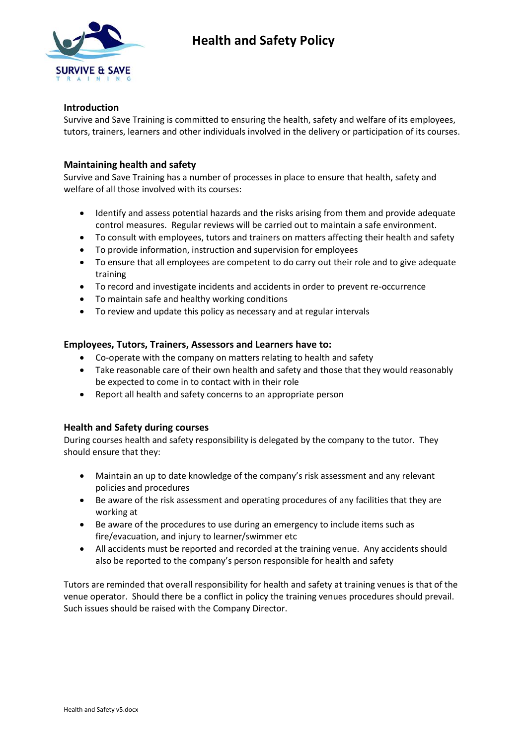# Health and Safety Policy

## Introduction

Survive and Save Training is committed to ensuring the health, safety and welfare of its employees, tutors, trainers, learners and other individuals involved in the delivery or participation of its courses.

## Maintaining health and safety

Survive and Save Training has a number of processes in place to ensure that health, safety and welfare of all those involved with its courses:

- Identify and assess potential hazards and the risks arising from them and provide adequate control measures. Regular reviews will be carried out to maintain a safe environment.
- To consult with employees, tutors and trainers on matters affecting their health and safety
- To provide information, instruction and supervision for employees
- To ensure that all employees are competent to do carry out their role and to give adequate training
- To record and investigate incidents and accidents in order to prevent re-occurrence
- To maintain safe and healthy working conditions
- To review and update this policy as necessary and at regular intervals

## Employees, Tutors, Trainers, Assessors and Learners have to:

- Co-operate with the company on matters relating to health and safety
- Take reasonable care of their own health and safety and those that they would reasonably be expected to come in to contact with in their role
- Report all health and safety concerns to an appropriate person

## Health and Safety during courses

During courses health and safety responsibility is delegated by the company to the tutor. They should ensure that they:

- Maintain an up to date knowledge of the company's risk assessment and any relevant policies and procedures
- Be aware of the risk assessment and operating procedures of any facilities that they are working at
- Be aware of the procedures to use during an emergency to include items such as fire/evacuation, and injury to learner/swimmer etc
- All accidents must be reported and recorded at the training venue. Any accidents should also be reported to the company's person responsible for health and safety

Tutors are reminded that overall responsibility for health and safety at training venues is that of the venue operator. Should there be a conflict in policy the training venues procedures should prevail. Such issues should be raised with the Company Director.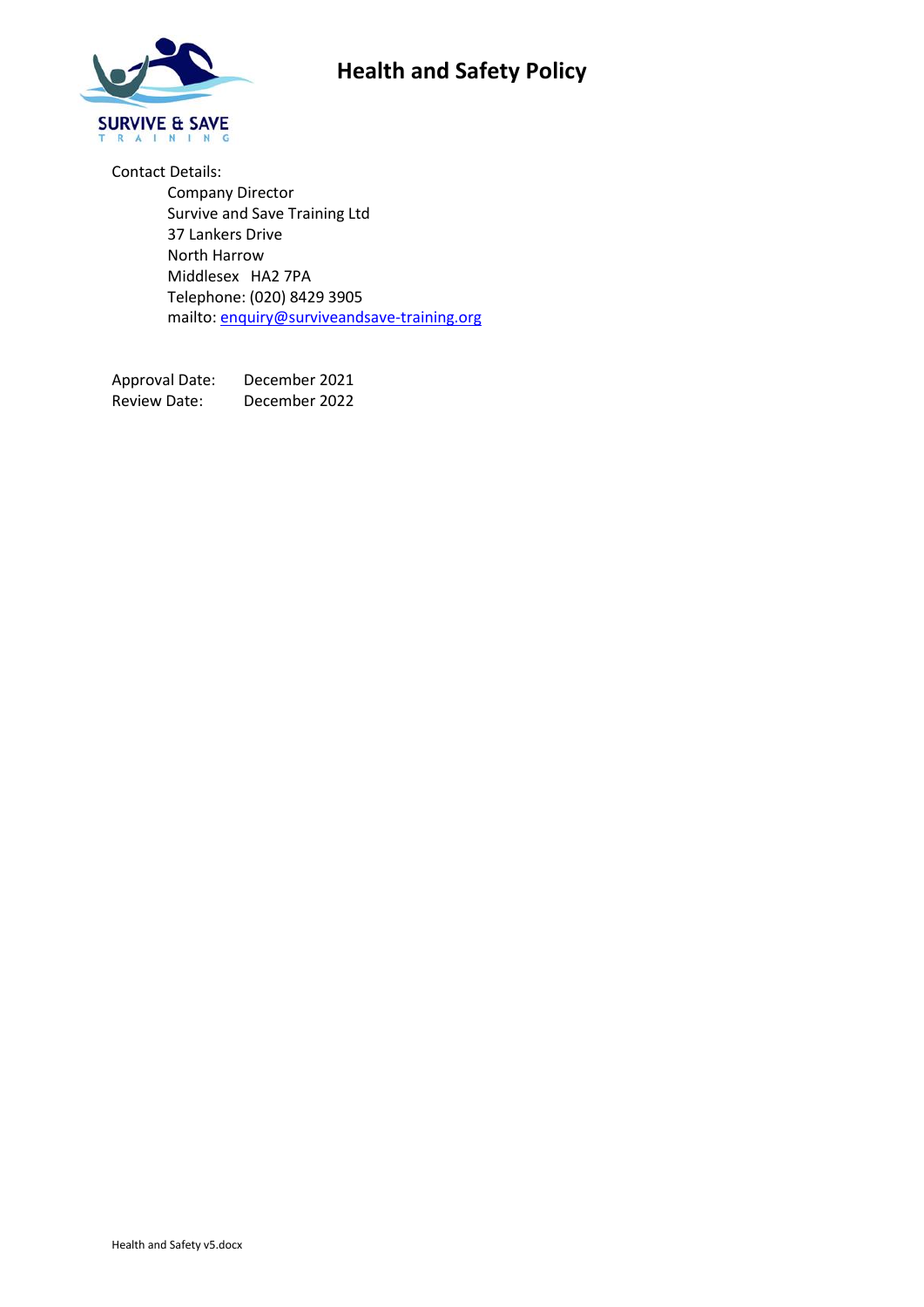# Health and Safety Policy

Contact Details:

Company Director
Survive and Save Training Ltd
37 Lankers Drive
North Harrow
Middlesex HA2 7PA
Telephone: (020) 8429 3905
mailto: enquiry@surviveandsave-training.org

Approval Date: December 2021
Review Date: December 2022